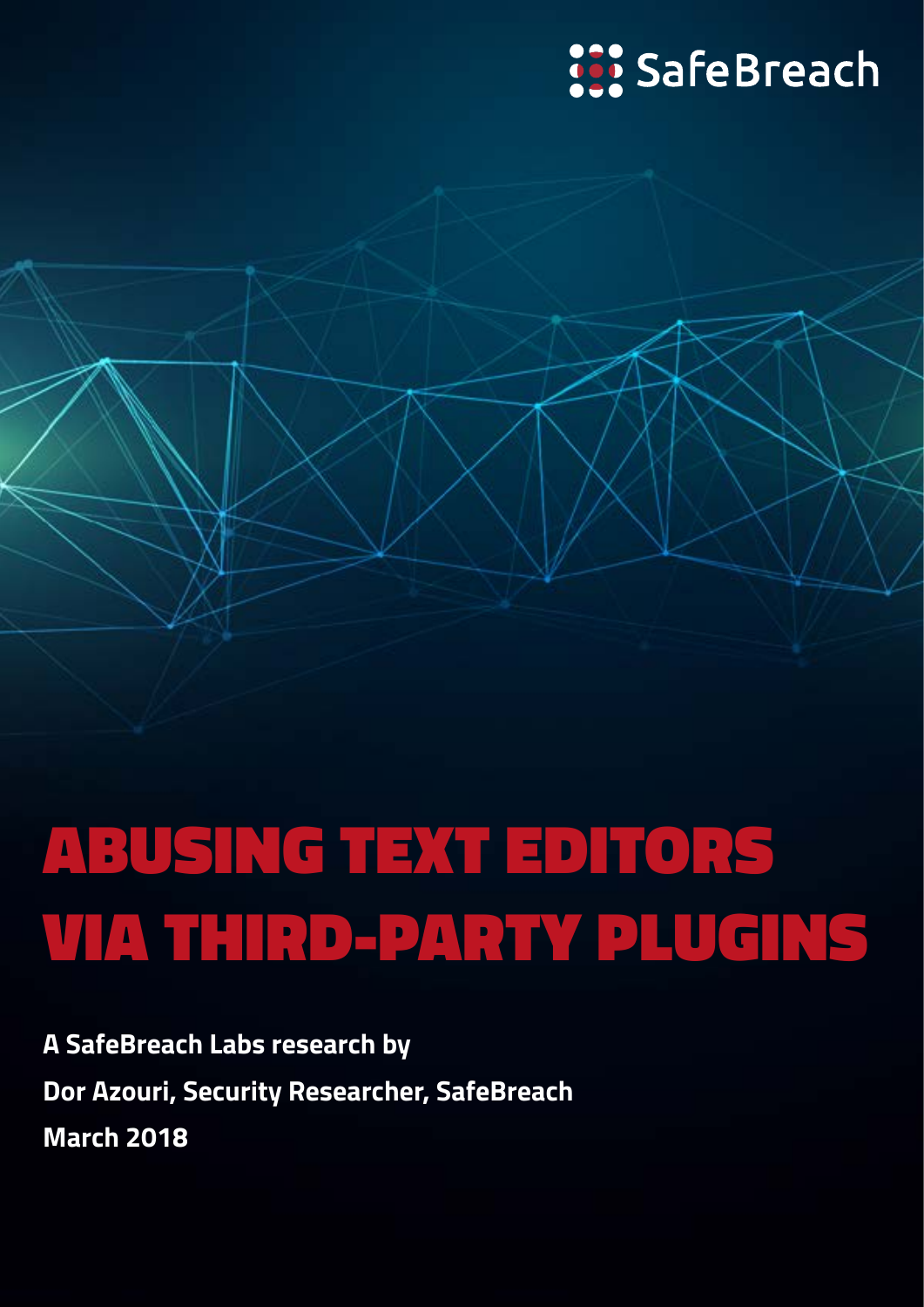SafeBreach

# ABUSING TEXT EDITORS VIA THIRD-PARTY PLUGINS

**A SafeBreach Labs research by**

**Dor Azouri, Security Researcher, SafeBreach**

**March 2018**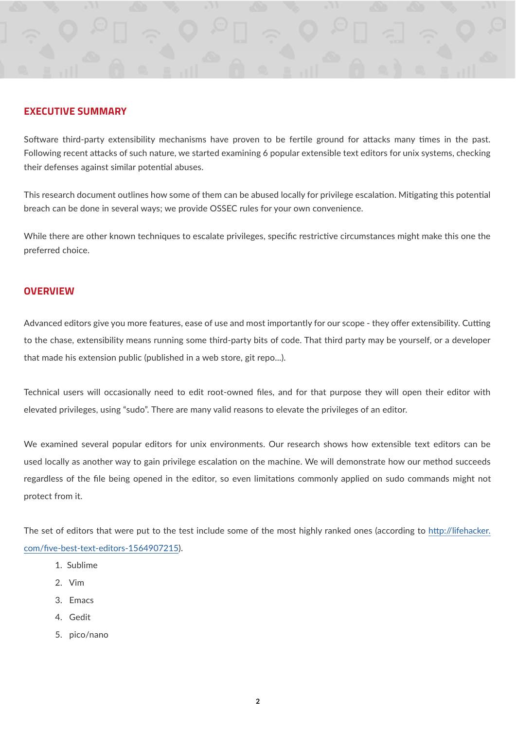## EXECUTIVE SUMMARY

Software third-party extensibility mechanisms have proven to be fertile ground for attacks many times in the past. Following recent attacks of such nature, we started examining 6 popular extensible text editors for unix systems, checking their defenses against similar potential abuses.

This research document outlines how some of them can be abused locally for privilege escalation. Mitigating this potential breach can be done in several ways; we provide OSSEC rules for your own convenience.

While there are other known techniques to escalate privileges, specific restrictive circumstances might make this one the preferred choice.

## OVERVIEW

Advanced editors give you more features, ease of use and most importantly for our scope - they offer extensibility. Cutting to the chase, extensibility means running some third-party bits of code. That third party may be yourself, or a developer that made his extension public (published in a web store, git repo...).

Technical users will occasionally need to edit root-owned files, and for that purpose they will open their editor with elevated privileges, using "sudo". There are many valid reasons to elevate the privileges of an editor.

We examined several popular editors for unix environments. Our research shows how extensible text editors can be used locally as another way to gain privilege escalation on the machine. We will demonstrate how our method succeeds regardless of the file being opened in the editor, so even limitations commonly applied on sudo commands might not protect from it.

The set of editors that were put to the test include some of the most highly ranked ones (according to [http://lifehacker.com/five-best-text-editors-1564907215](http://lifehacker.com/five-best-text-editors-1564907215)).

1. Sublime
2. Vim
3. Emacs
4. Gedit
5. pico/nano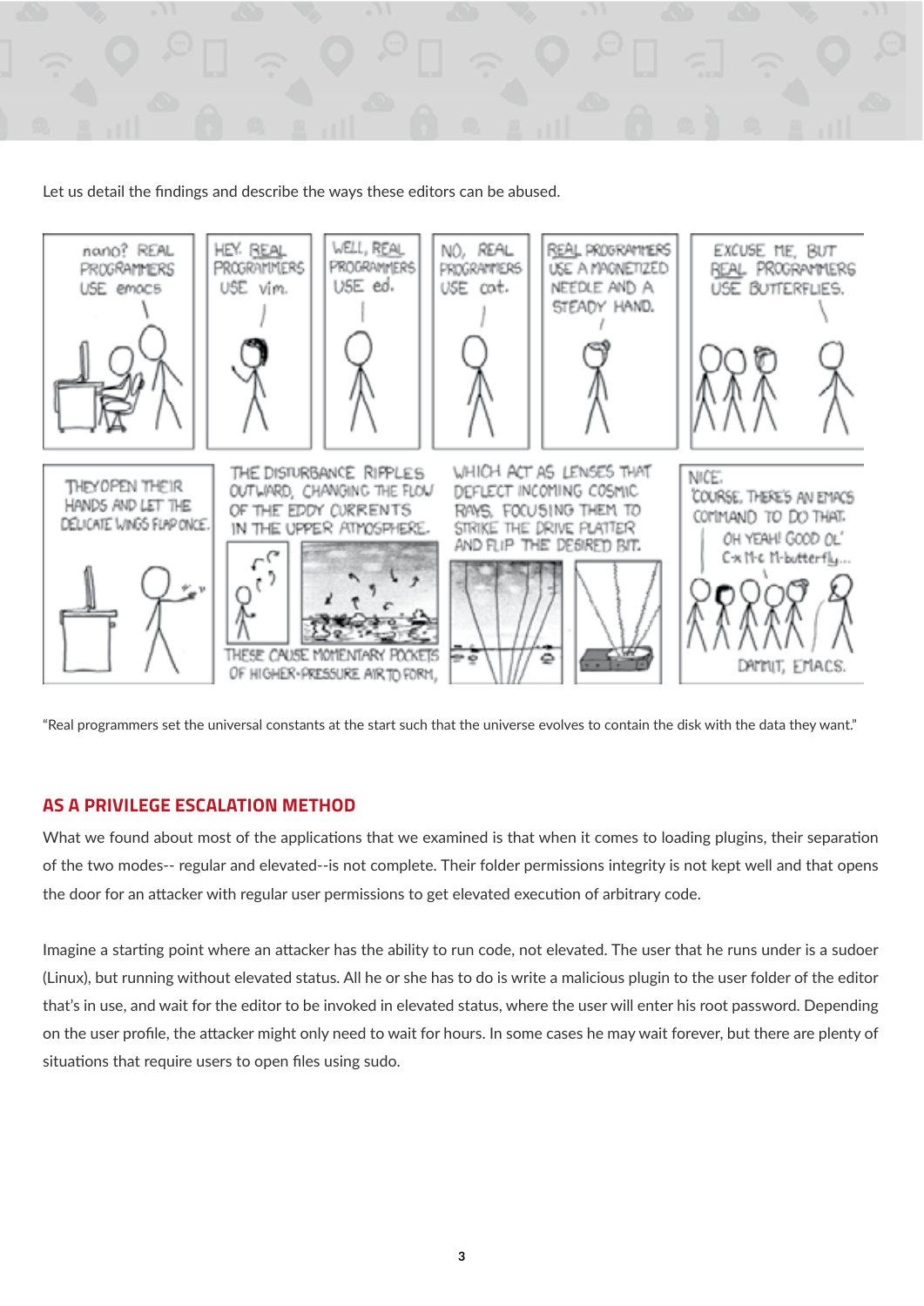Let us detail the findings and describe the ways these editors can be abused.

"Real programmers set the universal constants at the start such that the universe evolves to contain the disk with the data they want."

## AS A PRIVILEGE ESCALATION METHOD

What we found about most of the applications that we examined is that when it comes to loading plugins, their separation of the two modes-- regular and elevated--is not complete. Their folder permissions integrity is not kept well and that opens the door for an attacker with regular user permissions to get elevated execution of arbitrary code.

Imagine a starting point where an attacker has the ability to run code, not elevated. The user that he runs under is a sudoer (Linux), but running without elevated status. All he or she has to do is write a malicious plugin to the user folder of the editor that's in use, and wait for the editor to be invoked in elevated status, where the user will enter his root password. Depending on the user profile, the attacker might only need to wait for hours. In some cases he may wait forever, but there are plenty of situations that require users to open files using sudo.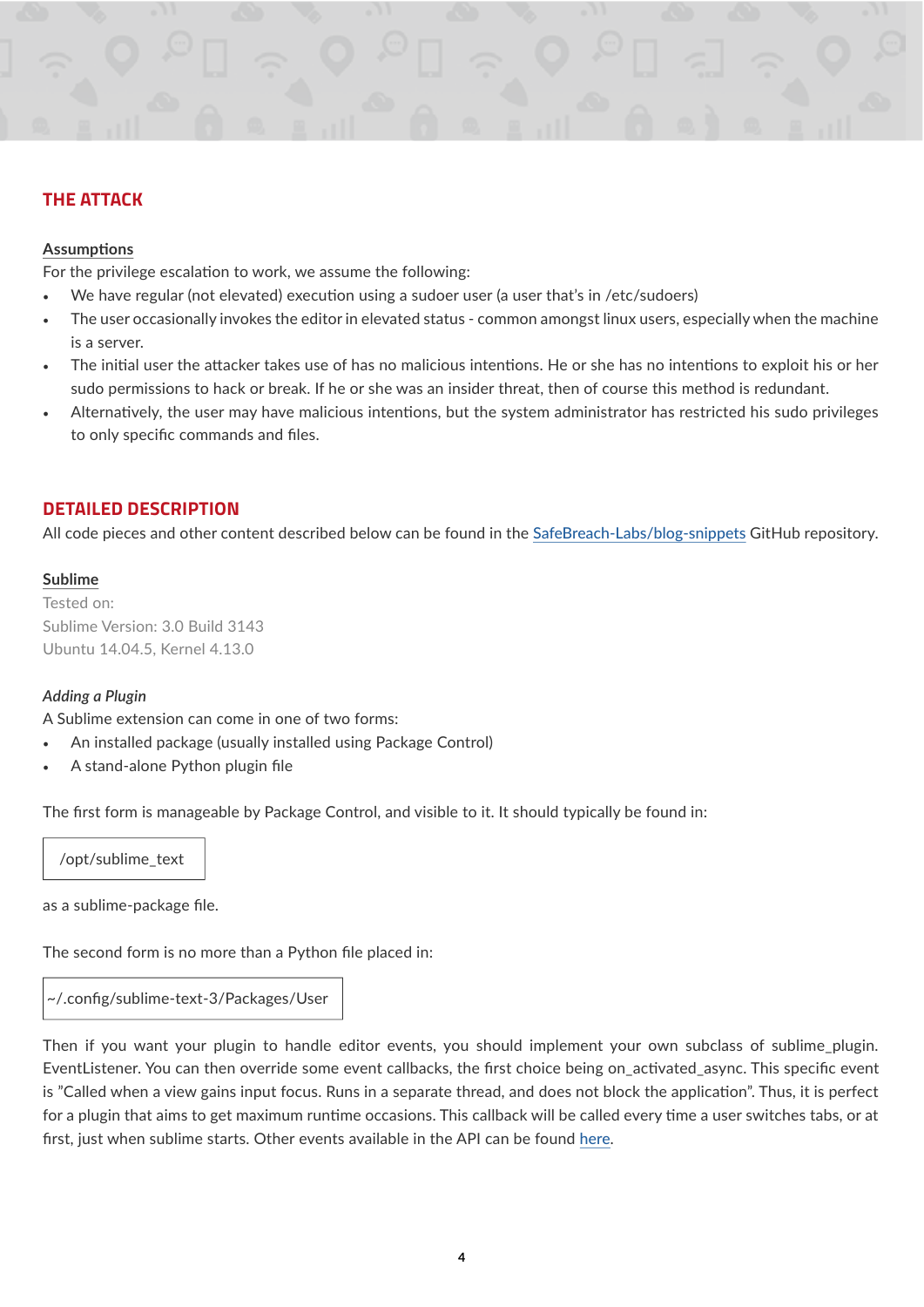## THE ATTACK

### Assumptions

For the privilege escalation to work, we assume the following:

- We have regular (not elevated) execution using a sudoer user (a user that's in /etc/sudoers)
- The user occasionally invokes the editor in elevated status - common amongst linux users, especially when the machine is a server.
- The initial user the attacker takes use of has no malicious intentions. He or she has no intentions to exploit his or her sudo permissions to hack or break. If he or she was an insider threat, then of course this method is redundant.
- Alternatively, the user may have malicious intentions, but the system administrator has restricted his sudo privileges to only specific commands and files.

## DETAILED DESCRIPTION

All code pieces and other content described below can be found in the SafeBreach-Labs/blog-snippets GitHub repository.

### Sublime

Tested on:
Sublime Version: 3.0 Build 3143
Ubuntu 14.04.5, Kernel 4.13.0

#### *Adding a Plugin*

A Sublime extension can come in one of two forms:

- An installed package (usually installed using Package Control)
- A stand-alone Python plugin file

The first form is manageable by Package Control, and visible to it. It should typically be found in:

```
/opt/sublime_text
```

as a sublime-package file.

The second form is no more than a Python file placed in:

```
~/.config/sublime-text-3/Packages/User
```

Then if you want your plugin to handle editor events, you should implement your own subclass of sublime_plugin.EventListener. You can then override some event callbacks, the first choice being on_activated_async. This specific event is "Called when a view gains input focus. Runs in a separate thread, and does not block the application". Thus, it is perfect for a plugin that aims to get maximum runtime occasions. This callback will be called every time a user switches tabs, or at first, just when sublime starts. Other events available in the API can be found here.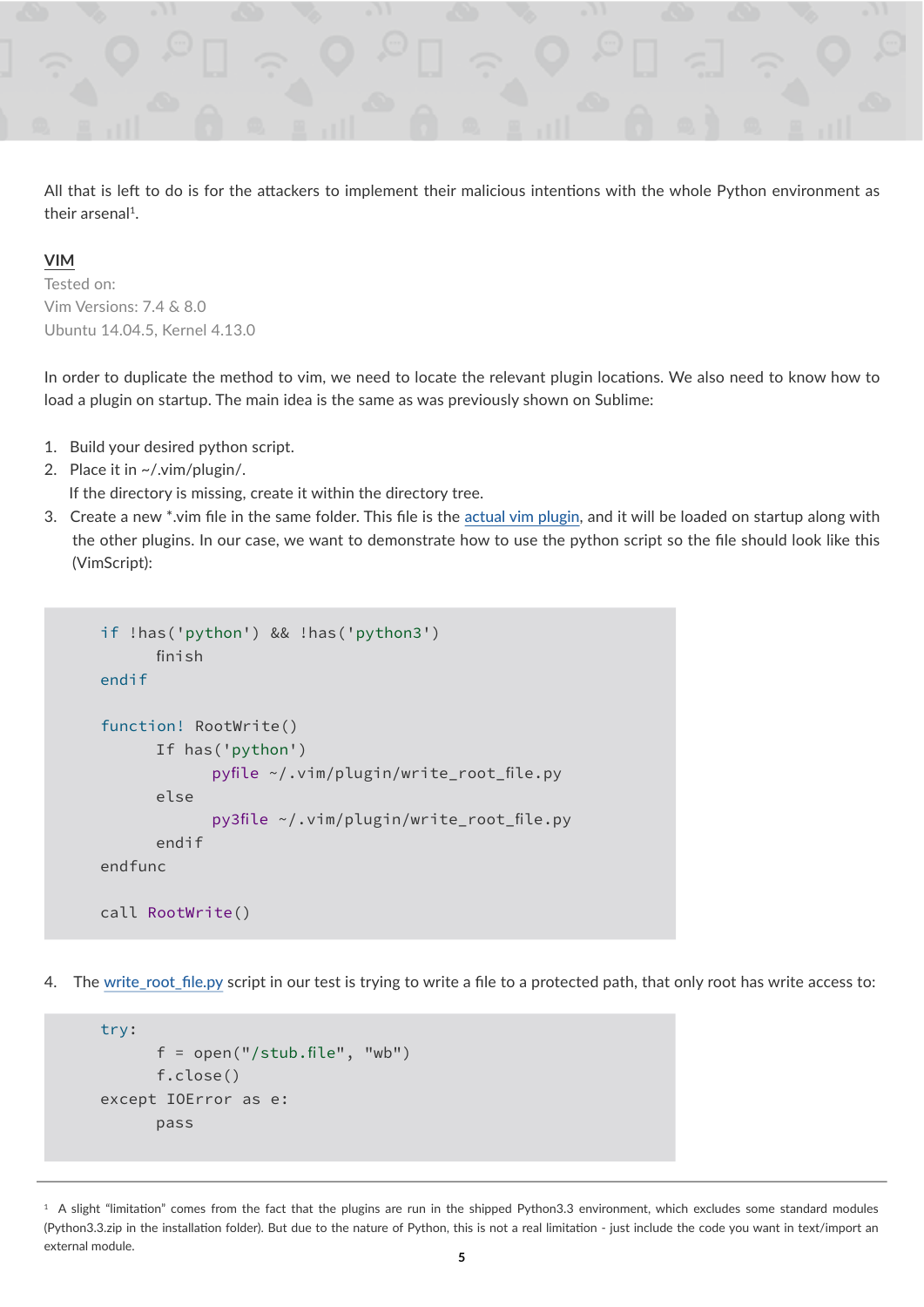All that is left to do is for the attackers to implement their malicious intentions with the whole Python environment as their arsenal[1].

## VIM

Tested on:
Vim Versions: 7.4 & 8.0
Ubuntu 14.04.5, Kernel 4.13.0

In order to duplicate the method to vim, we need to locate the relevant plugin locations. We also need to know how to load a plugin on startup. The main idea is the same as was previously shown on Sublime:

1. Build your desired python script.
2. Place it in ~/.vim/plugin/.
   If the directory is missing, create it within the directory tree.
3. Create a new *.vim file in the same folder. This file is the actual vim plugin, and it will be loaded on startup along with the other plugins. In our case, we want to demonstrate how to use the python script so the file should look like this (VimScript):

```
if !has('python') && !has('python3')
      finish
endif

function! RootWrite()
      If has('python')
            pyfile ~/.vim/plugin/write_root_file.py
      else
            py3file ~/.vim/plugin/write_root_file.py
      endif
endfunc

call RootWrite()
```

4. The write_root_file.py script in our test is trying to write a file to a protected path, that only root has write access to:

```
try:
      f = open("/stub.file", "wb")
      f.close()
except IOError as e:
      pass
```

[1] A slight "limitation" comes from the fact that the plugins are run in the shipped Python3.3 environment, which excludes some standard modules (Python3.3.zip in the installation folder). But due to the nature of Python, this is not a real limitation - just include the code you want in text/import an external module.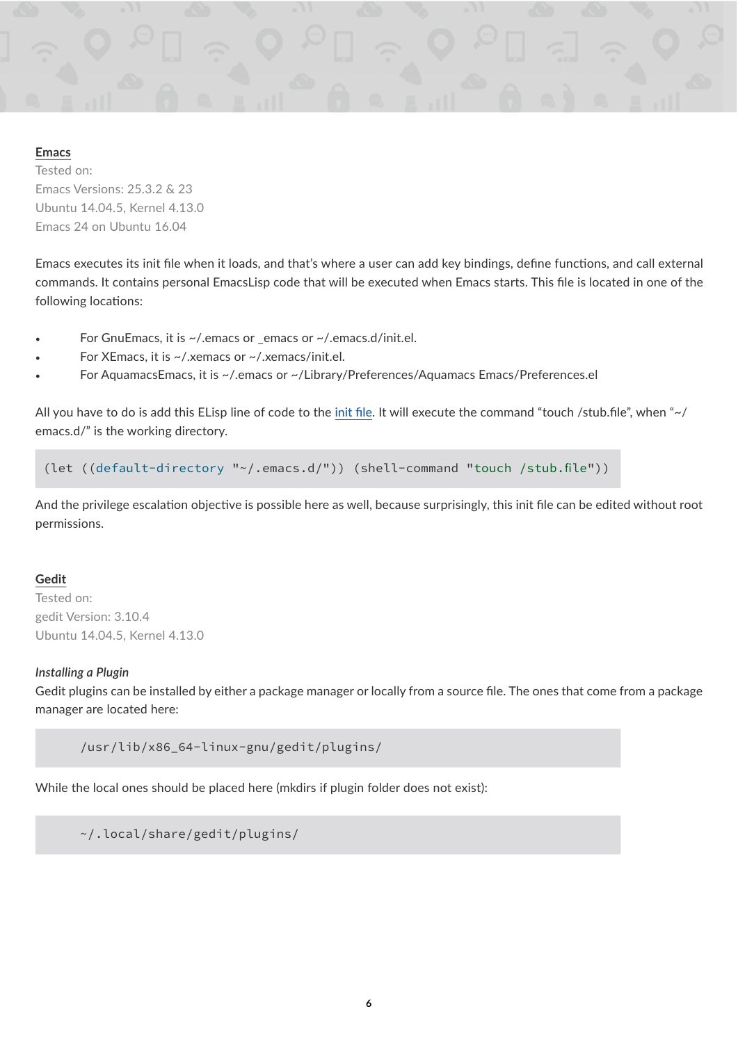## Emacs

Tested on:
Emacs Versions: 25.3.2 & 23
Ubuntu 14.04.5, Kernel 4.13.0
Emacs 24 on Ubuntu 16.04

Emacs executes its init file when it loads, and that's where a user can add key bindings, define functions, and call external commands. It contains personal EmacsLisp code that will be executed when Emacs starts. This file is located in one of the following locations:

- For GnuEmacs, it is ~/.emacs or _emacs or ~/.emacs.d/init.el.
- For XEmacs, it is ~/.xemacs or ~/.xemacs/init.el.
- For AquamacsEmacs, it is ~/.emacs or ~/Library/Preferences/Aquamacs Emacs/Preferences.el

All you have to do is add this ELisp line of code to the init file. It will execute the command "touch /stub.file", when "~/emacs.d/" is the working directory.

```
(let ((default-directory "~/.emacs.d/")) (shell-command "touch /stub.file"))
```

And the privilege escalation objective is possible here as well, because surprisingly, this init file can be edited without root permissions.

## Gedit

Tested on:
gedit Version: 3.10.4
Ubuntu 14.04.5, Kernel 4.13.0

*Installing a Plugin*

Gedit plugins can be installed by either a package manager or locally from a source file. The ones that come from a package manager are located here:

```
/usr/lib/x86_64-linux-gnu/gedit/plugins/
```

While the local ones should be placed here (mkdirs if plugin folder does not exist):

```
~/.local/share/gedit/plugins/
```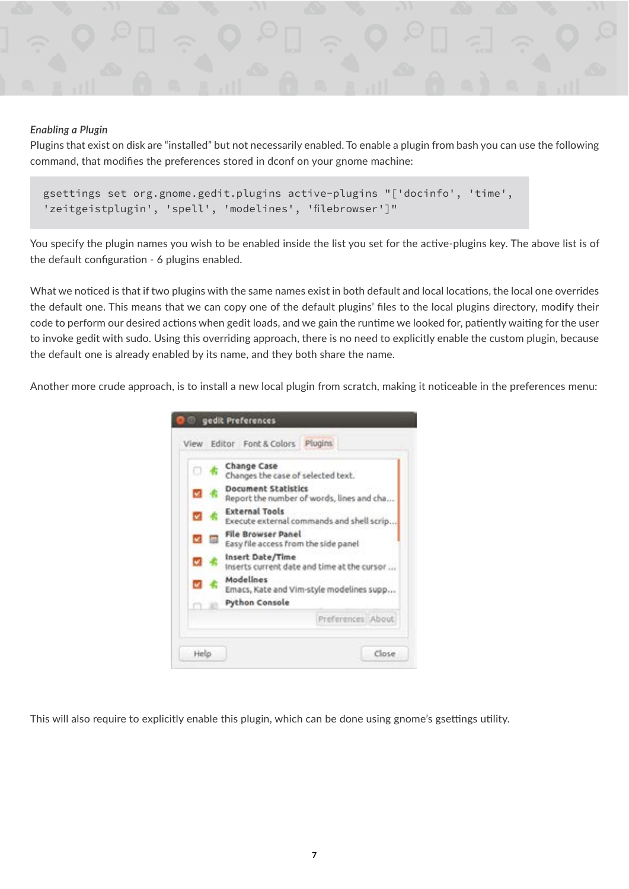*Enabling a Plugin*

Plugins that exist on disk are "installed" but not necessarily enabled. To enable a plugin from bash you can use the following command, that modifies the preferences stored in dconf on your gnome machine:

```
gsettings set org.gnome.gedit.plugins active-plugins "['docinfo', 'time',
'zeitgeistplugin', 'spell', 'modelines', 'filebrowser']"
```

You specify the plugin names you wish to be enabled inside the list you set for the active-plugins key. The above list is of the default configuration - 6 plugins enabled.

What we noticed is that if two plugins with the same names exist in both default and local locations, the local one overrides the default one. This means that we can copy one of the default plugins' files to the local plugins directory, modify their code to perform our desired actions when gedit loads, and we gain the runtime we looked for, patiently waiting for the user to invoke gedit with sudo. Using this overriding approach, there is no need to explicitly enable the custom plugin, because the default one is already enabled by its name, and they both share the name.

Another more crude approach, is to install a new local plugin from scratch, making it noticeable in the preferences menu:

This will also require to explicitly enable this plugin, which can be done using gnome's gsettings utility.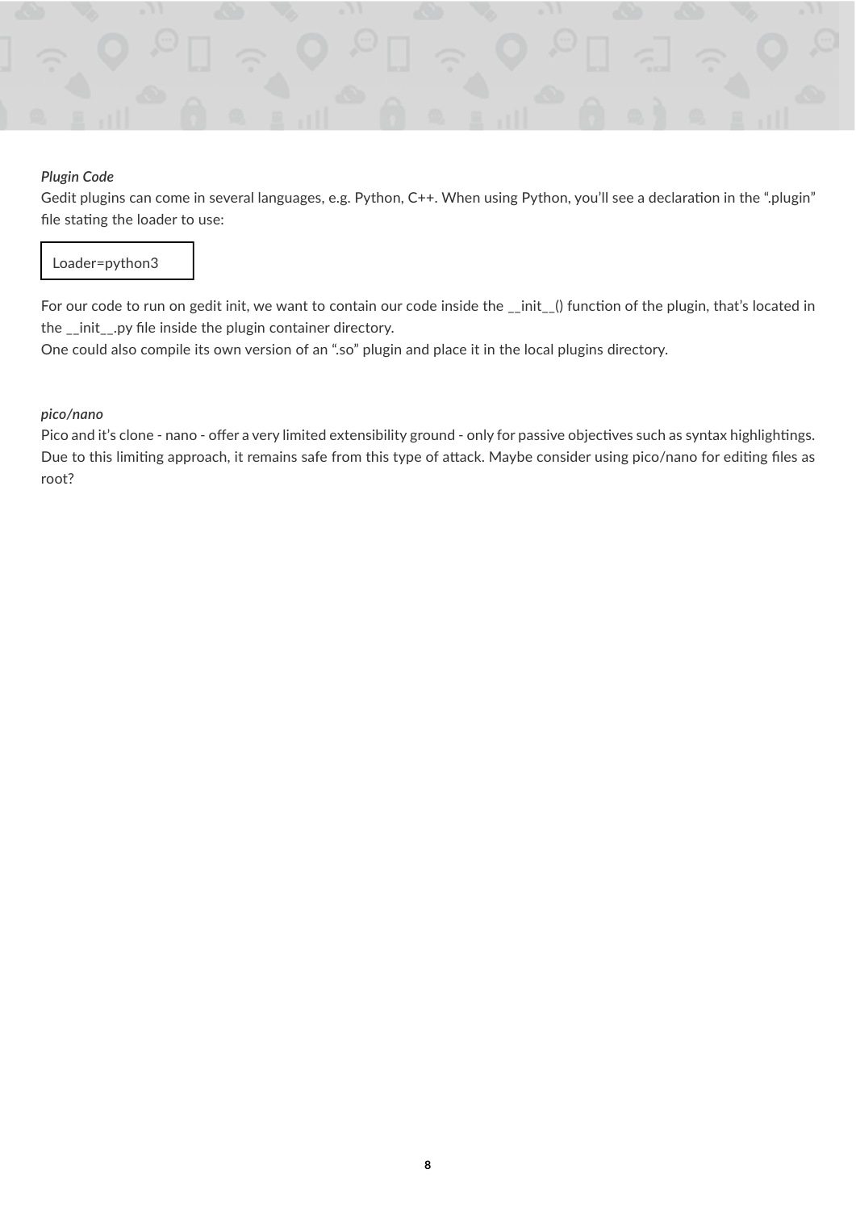*Plugin Code*

Gedit plugins can come in several languages, e.g. Python, C++. When using Python, you'll see a declaration in the ".plugin" file stating the loader to use:

```
Loader=python3
```

For our code to run on gedit init, we want to contain our code inside the __init__() function of the plugin, that's located in the __init__.py file inside the plugin container directory.
One could also compile its own version of an ".so" plugin and place it in the local plugins directory.

*pico/nano*

Pico and it's clone - nano - offer a very limited extensibility ground - only for passive objectives such as syntax highlightings. Due to this limiting approach, it remains safe from this type of attack. Maybe consider using pico/nano for editing files as root?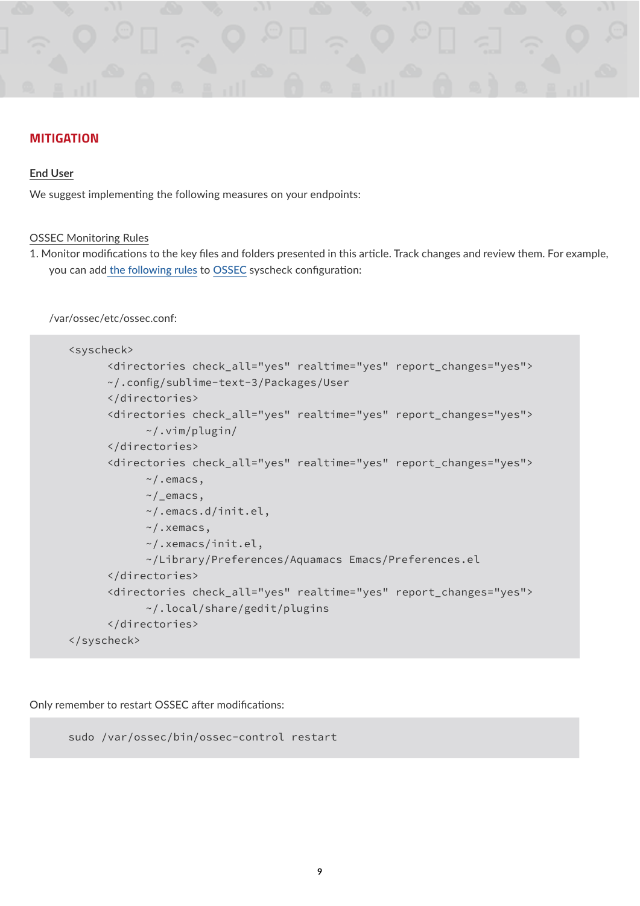## MITIGATION

### End User

We suggest implementing the following measures on your endpoints:

#### OSSEC Monitoring Rules

1. Monitor modifications to the key files and folders presented in this article. Track changes and review them. For example, you can add the following rules to OSSEC syscheck configuration:

   /var/ossec/etc/ossec.conf:

```
<syscheck>
      <directories check_all="yes" realtime="yes" report_changes="yes">
      ~/.config/sublime-text-3/Packages/User
      </directories>
      <directories check_all="yes" realtime="yes" report_changes="yes">
            ~/.vim/plugin/
      </directories>
      <directories check_all="yes" realtime="yes" report_changes="yes">
            ~/.emacs,
            ~/_emacs,
            ~/.emacs.d/init.el,
            ~/.xemacs,
            ~/.xemacs/init.el,
            ~/Library/Preferences/Aquamacs Emacs/Preferences.el
      </directories>
      <directories check_all="yes" realtime="yes" report_changes="yes">
            ~/.local/share/gedit/plugins
      </directories>
</syscheck>
```

Only remember to restart OSSEC after modifications:

```
sudo /var/ossec/bin/ossec-control restart
```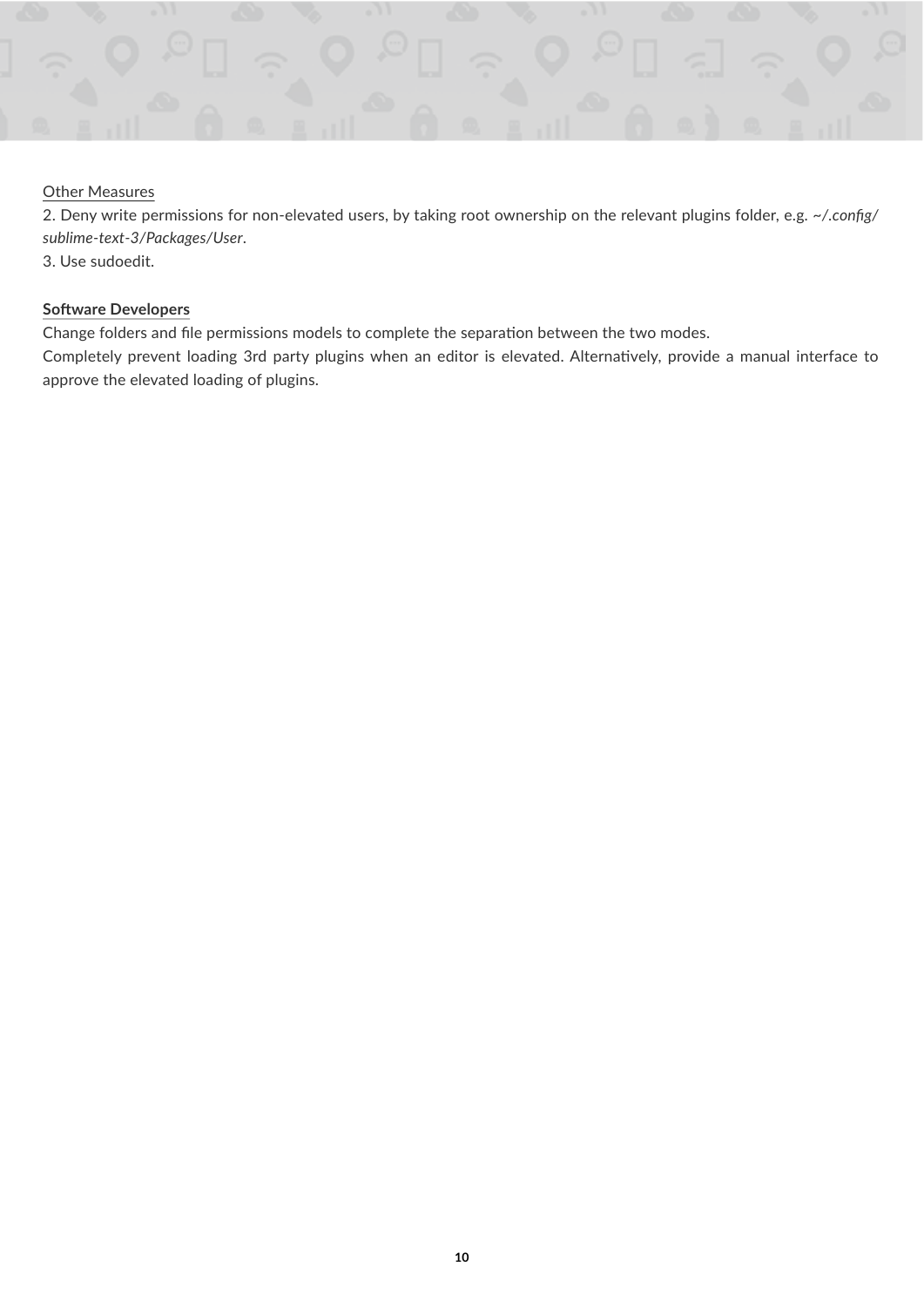Other Measures

2. Deny write permissions for non-elevated users, by taking root ownership on the relevant plugins folder, e.g. *~/.config/sublime-text-3/Packages/User*.

3. Use sudoedit.

**Software Developers**

Change folders and file permissions models to complete the separation between the two modes.

Completely prevent loading 3rd party plugins when an editor is elevated. Alternatively, provide a manual interface to approve the elevated loading of plugins.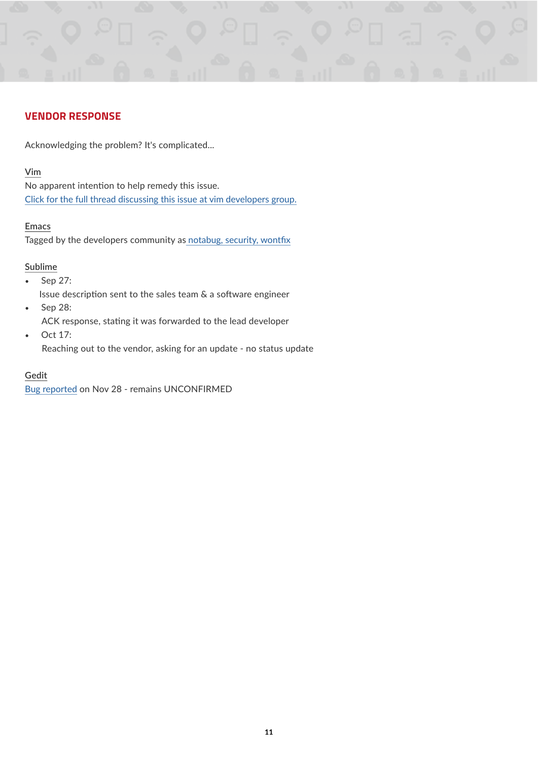## VENDOR RESPONSE

Acknowledging the problem? It's complicated...

**Vim**

No apparent intention to help remedy this issue.
Click for the full thread discussing this issue at vim developers group.

**Emacs**

Tagged by the developers community as notabug, security, wontfix

**Sublime**

- Sep 27:
  Issue description sent to the sales team & a software engineer
- Sep 28:
  ACK response, stating it was forwarded to the lead developer
- Oct 17:
  Reaching out to the vendor, asking for an update - no status update

**Gedit**

Bug reported on Nov 28 - remains UNCONFIRMED